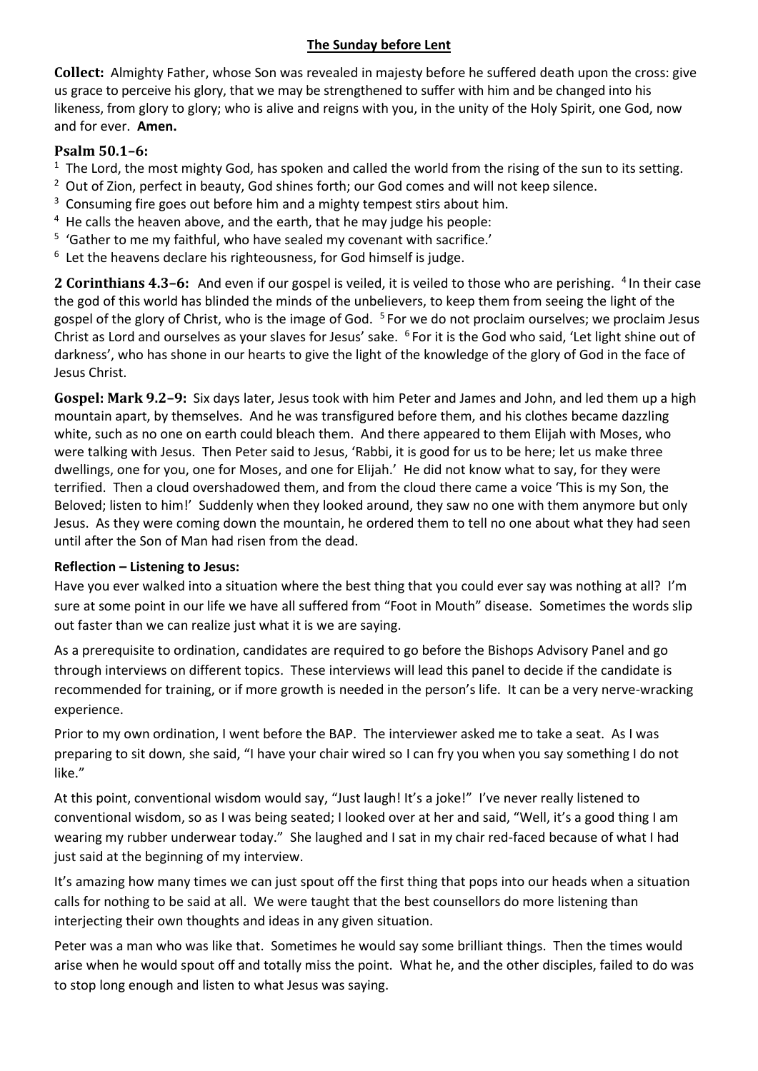## The Sunday before Lent

**Collect:** Almighty Father, whose Son was revealed in majesty before he suffered death upon the cross: give us grace to perceive his glory, that we may be strengthened to suffer with him and be changed into his likeness, from glory to glory; who is alive and reigns with you, in the unity of the Holy Spirit, one God, now and for ever. **Amen.**

### Psalm 50.1–6:

1 The Lord, the most mighty God, has spoken and called the world from the rising of the sun to its setting.
2 Out of Zion, perfect in beauty, God shines forth; our God comes and will not keep silence.
3 Consuming fire goes out before him and a mighty tempest stirs about him.
4 He calls the heaven above, and the earth, that he may judge his people:
5 'Gather to me my faithful, who have sealed my covenant with sacrifice.'
6 Let the heavens declare his righteousness, for God himself is judge.

**2 Corinthians 4.3–6:** And even if our gospel is veiled, it is veiled to those who are perishing. 4 In their case the god of this world has blinded the minds of the unbelievers, to keep them from seeing the light of the gospel of the glory of Christ, who is the image of God. 5 For we do not proclaim ourselves; we proclaim Jesus Christ as Lord and ourselves as your slaves for Jesus' sake. 6 For it is the God who said, 'Let light shine out of darkness', who has shone in our hearts to give the light of the knowledge of the glory of God in the face of Jesus Christ.

**Gospel: Mark 9.2–9:** Six days later, Jesus took with him Peter and James and John, and led them up a high mountain apart, by themselves. And he was transfigured before them, and his clothes became dazzling white, such as no one on earth could bleach them. And there appeared to them Elijah with Moses, who were talking with Jesus. Then Peter said to Jesus, 'Rabbi, it is good for us to be here; let us make three dwellings, one for you, one for Moses, and one for Elijah.' He did not know what to say, for they were terrified. Then a cloud overshadowed them, and from the cloud there came a voice 'This is my Son, the Beloved; listen to him!' Suddenly when they looked around, they saw no one with them anymore but only Jesus. As they were coming down the mountain, he ordered them to tell no one about what they had seen until after the Son of Man had risen from the dead.

**Reflection – Listening to Jesus:**

Have you ever walked into a situation where the best thing that you could ever say was nothing at all? I'm sure at some point in our life we have all suffered from "Foot in Mouth" disease. Sometimes the words slip out faster than we can realize just what it is we are saying.

As a prerequisite to ordination, candidates are required to go before the Bishops Advisory Panel and go through interviews on different topics. These interviews will lead this panel to decide if the candidate is recommended for training, or if more growth is needed in the person's life. It can be a very nerve-wracking experience.

Prior to my own ordination, I went before the BAP. The interviewer asked me to take a seat. As I was preparing to sit down, she said, "I have your chair wired so I can fry you when you say something I do not like."

At this point, conventional wisdom would say, "Just laugh! It's a joke!" I've never really listened to conventional wisdom, so as I was being seated; I looked over at her and said, "Well, it's a good thing I am wearing my rubber underwear today." She laughed and I sat in my chair red-faced because of what I had just said at the beginning of my interview.

It's amazing how many times we can just spout off the first thing that pops into our heads when a situation calls for nothing to be said at all. We were taught that the best counsellors do more listening than interjecting their own thoughts and ideas in any given situation.

Peter was a man who was like that. Sometimes he would say some brilliant things. Then the times would arise when he would spout off and totally miss the point. What he, and the other disciples, failed to do was to stop long enough and listen to what Jesus was saying.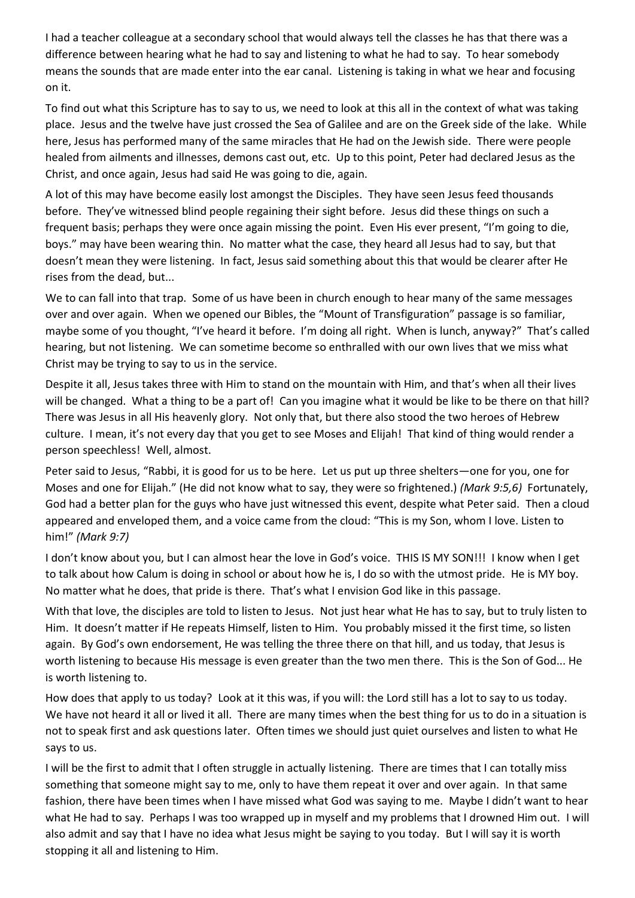I had a teacher colleague at a secondary school that would always tell the classes he has that there was a difference between hearing what he had to say and listening to what he had to say. To hear somebody means the sounds that are made enter into the ear canal. Listening is taking in what we hear and focusing on it.

To find out what this Scripture has to say to us, we need to look at this all in the context of what was taking place. Jesus and the twelve have just crossed the Sea of Galilee and are on the Greek side of the lake. While here, Jesus has performed many of the same miracles that He had on the Jewish side. There were people healed from ailments and illnesses, demons cast out, etc. Up to this point, Peter had declared Jesus as the Christ, and once again, Jesus had said He was going to die, again.

A lot of this may have become easily lost amongst the Disciples. They have seen Jesus feed thousands before. They've witnessed blind people regaining their sight before. Jesus did these things on such a frequent basis; perhaps they were once again missing the point. Even His ever present, "I'm going to die, boys." may have been wearing thin. No matter what the case, they heard all Jesus had to say, but that doesn't mean they were listening. In fact, Jesus said something about this that would be clearer after He rises from the dead, but...

We to can fall into that trap. Some of us have been in church enough to hear many of the same messages over and over again. When we opened our Bibles, the "Mount of Transfiguration" passage is so familiar, maybe some of you thought, "I've heard it before. I'm doing all right. When is lunch, anyway?" That's called hearing, but not listening. We can sometime become so enthralled with our own lives that we miss what Christ may be trying to say to us in the service.

Despite it all, Jesus takes three with Him to stand on the mountain with Him, and that's when all their lives will be changed. What a thing to be a part of! Can you imagine what it would be like to be there on that hill? There was Jesus in all His heavenly glory. Not only that, but there also stood the two heroes of Hebrew culture. I mean, it's not every day that you get to see Moses and Elijah! That kind of thing would render a person speechless! Well, almost.

Peter said to Jesus, "Rabbi, it is good for us to be here. Let us put up three shelters—one for you, one for Moses and one for Elijah." (He did not know what to say, they were so frightened.) *(Mark 9:5,6)* Fortunately, God had a better plan for the guys who have just witnessed this event, despite what Peter said. Then a cloud appeared and enveloped them, and a voice came from the cloud: "This is my Son, whom I love. Listen to him!" *(Mark 9:7)*

I don't know about you, but I can almost hear the love in God's voice. THIS IS MY SON!!! I know when I get to talk about how Calum is doing in school or about how he is, I do so with the utmost pride. He is MY boy. No matter what he does, that pride is there. That's what I envision God like in this passage.

With that love, the disciples are told to listen to Jesus. Not just hear what He has to say, but to truly listen to Him. It doesn't matter if He repeats Himself, listen to Him. You probably missed it the first time, so listen again. By God's own endorsement, He was telling the three there on that hill, and us today, that Jesus is worth listening to because His message is even greater than the two men there. This is the Son of God... He is worth listening to.

How does that apply to us today? Look at it this was, if you will: the Lord still has a lot to say to us today. We have not heard it all or lived it all. There are many times when the best thing for us to do in a situation is not to speak first and ask questions later. Often times we should just quiet ourselves and listen to what He says to us.

I will be the first to admit that I often struggle in actually listening. There are times that I can totally miss something that someone might say to me, only to have them repeat it over and over again. In that same fashion, there have been times when I have missed what God was saying to me. Maybe I didn't want to hear what He had to say. Perhaps I was too wrapped up in myself and my problems that I drowned Him out. I will also admit and say that I have no idea what Jesus might be saying to you today. But I will say it is worth stopping it all and listening to Him.